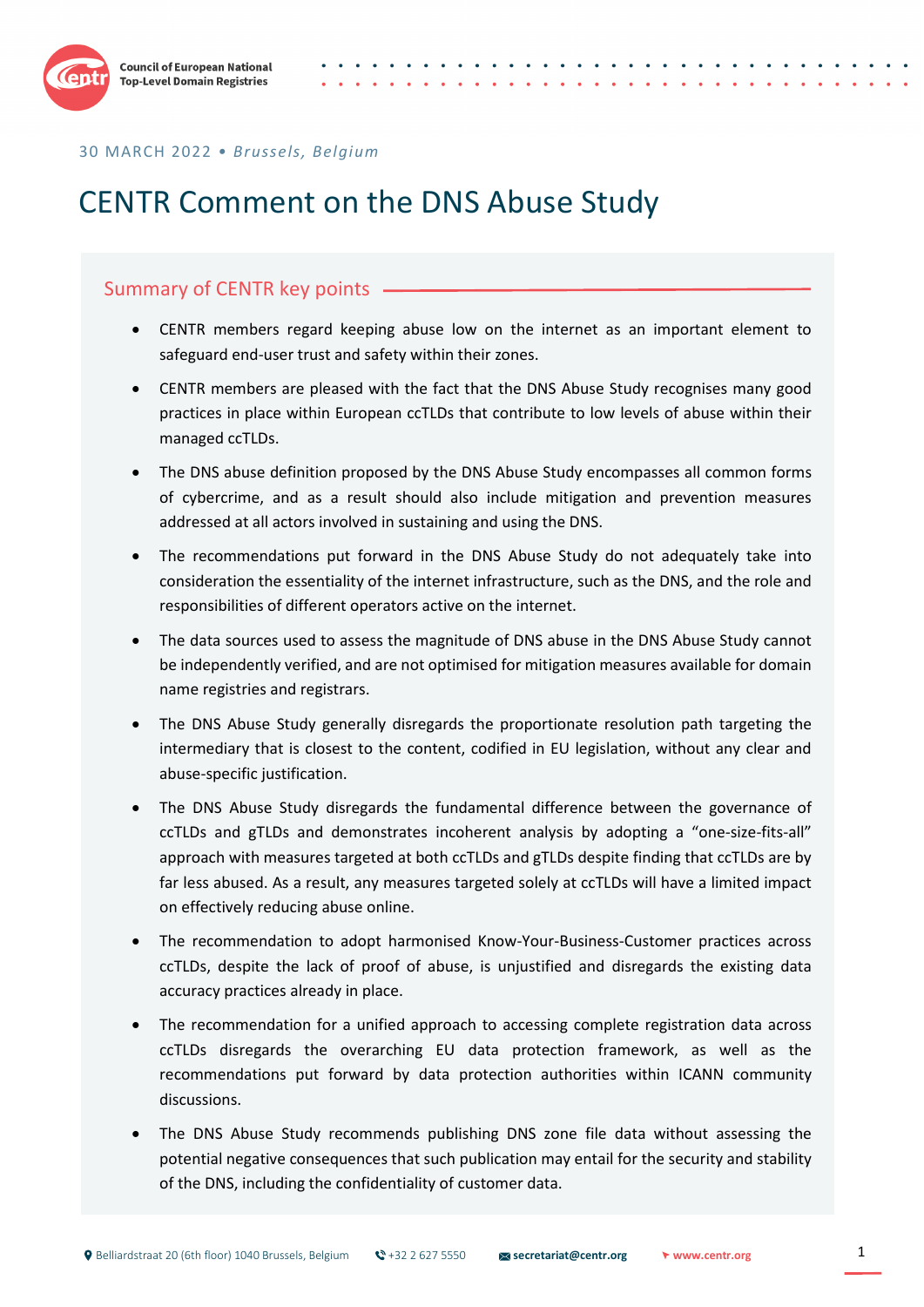Council of European National Top-Level Domain Registries

30 MARCH 2022 • *Brussels, Belgium*

# CENTR Comment on the DNS Abuse Study

## Summary of CENTR key points

- CENTR members regard keeping abuse low on the internet as an important element to safeguard end-user trust and safety within their zones.
- CENTR members are pleased with the fact that the DNS Abuse Study recognises many good practices in place within European ccTLDs that contribute to low levels of abuse within their managed ccTLDs.
- The DNS abuse definition proposed by the DNS Abuse Study encompasses all common forms of cybercrime, and as a result should also include mitigation and prevention measures addressed at all actors involved in sustaining and using the DNS.
- The recommendations put forward in the DNS Abuse Study do not adequately take into consideration the essentiality of the internet infrastructure, such as the DNS, and the role and responsibilities of different operators active on the internet.
- The data sources used to assess the magnitude of DNS abuse in the DNS Abuse Study cannot be independently verified, and are not optimised for mitigation measures available for domain name registries and registrars.
- The DNS Abuse Study generally disregards the proportionate resolution path targeting the intermediary that is closest to the content, codified in EU legislation, without any clear and abuse-specific justification.
- The DNS Abuse Study disregards the fundamental difference between the governance of ccTLDs and gTLDs and demonstrates incoherent analysis by adopting a "one-size-fits-all" approach with measures targeted at both ccTLDs and gTLDs despite finding that ccTLDs are by far less abused. As a result, any measures targeted solely at ccTLDs will have a limited impact on effectively reducing abuse online.
- The recommendation to adopt harmonised Know-Your-Business-Customer practices across ccTLDs, despite the lack of proof of abuse, is unjustified and disregards the existing data accuracy practices already in place.
- The recommendation for a unified approach to accessing complete registration data across ccTLDs disregards the overarching EU data protection framework, as well as the recommendations put forward by data protection authorities within ICANN community discussions.
- The DNS Abuse Study recommends publishing DNS zone file data without assessing the potential negative consequences that such publication may entail for the security and stability of the DNS, including the confidentiality of customer data.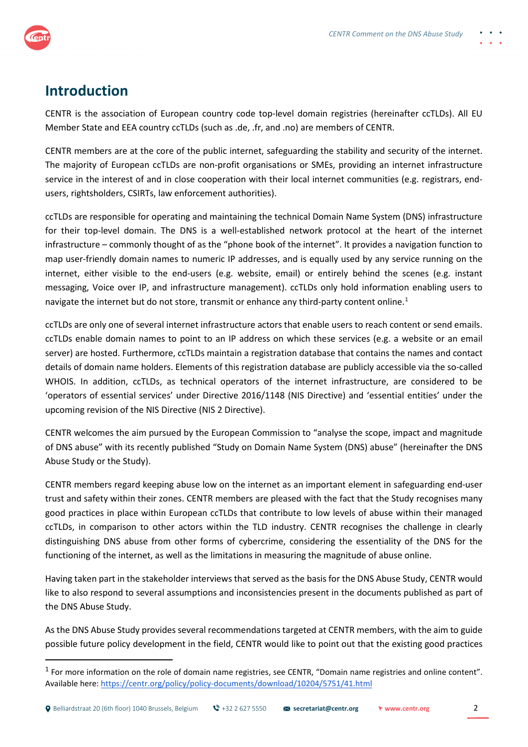# Introduction

CENTR is the association of European country code top-level domain registries (hereinafter ccTLDs). All EU Member State and EEA country ccTLDs (such as .de, .fr, and .no) are members of CENTR.

CENTR members are at the core of the public internet, safeguarding the stability and security of the internet. The majority of European ccTLDs are non-profit organisations or SMEs, providing an internet infrastructure service in the interest of and in close cooperation with their local internet communities (e.g. registrars, end-users, rightsholders, CSIRTs, law enforcement authorities).

ccTLDs are responsible for operating and maintaining the technical Domain Name System (DNS) infrastructure for their top-level domain. The DNS is a well-established network protocol at the heart of the internet infrastructure – commonly thought of as the "phone book of the internet". It provides a navigation function to map user-friendly domain names to numeric IP addresses, and is equally used by any service running on the internet, either visible to the end-users (e.g. website, email) or entirely behind the scenes (e.g. instant messaging, Voice over IP, and infrastructure management). ccTLDs only hold information enabling users to navigate the internet but do not store, transmit or enhance any third-party content online.[1]

ccTLDs are only one of several internet infrastructure actors that enable users to reach content or send emails. ccTLDs enable domain names to point to an IP address on which these services (e.g. a website or an email server) are hosted. Furthermore, ccTLDs maintain a registration database that contains the names and contact details of domain name holders. Elements of this registration database are publicly accessible via the so-called WHOIS. In addition, ccTLDs, as technical operators of the internet infrastructure, are considered to be 'operators of essential services' under Directive 2016/1148 (NIS Directive) and 'essential entities' under the upcoming revision of the NIS Directive (NIS 2 Directive).

CENTR welcomes the aim pursued by the European Commission to "analyse the scope, impact and magnitude of DNS abuse" with its recently published "Study on Domain Name System (DNS) abuse" (hereinafter the DNS Abuse Study or the Study).

CENTR members regard keeping abuse low on the internet as an important element in safeguarding end-user trust and safety within their zones. CENTR members are pleased with the fact that the Study recognises many good practices in place within European ccTLDs that contribute to low levels of abuse within their managed ccTLDs, in comparison to other actors within the TLD industry. CENTR recognises the challenge in clearly distinguishing DNS abuse from other forms of cybercrime, considering the essentiality of the DNS for the functioning of the internet, as well as the limitations in measuring the magnitude of abuse online.

Having taken part in the stakeholder interviews that served as the basis for the DNS Abuse Study, CENTR would like to also respond to several assumptions and inconsistencies present in the documents published as part of the DNS Abuse Study.

As the DNS Abuse Study provides several recommendations targeted at CENTR members, with the aim to guide possible future policy development in the field, CENTR would like to point out that the existing good practices

---

[1] For more information on the role of domain name registries, see CENTR, "Domain name registries and online content". Available here: https://centr.org/policy/policy-documents/download/10204/5751/41.html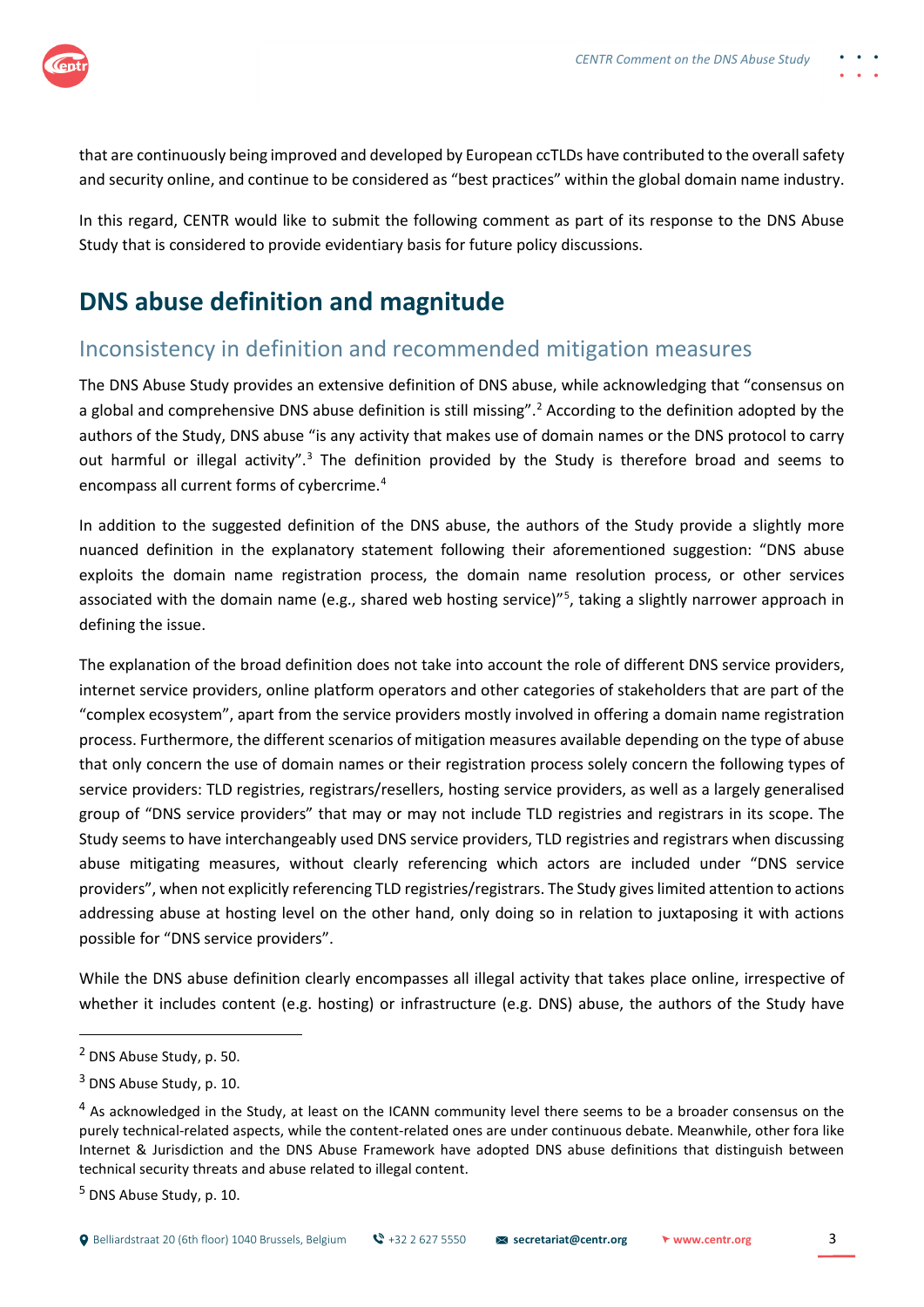that are continuously being improved and developed by European ccTLDs have contributed to the overall safety and security online, and continue to be considered as "best practices" within the global domain name industry.

In this regard, CENTR would like to submit the following comment as part of its response to the DNS Abuse Study that is considered to provide evidentiary basis for future policy discussions.

# DNS abuse definition and magnitude

## Inconsistency in definition and recommended mitigation measures

The DNS Abuse Study provides an extensive definition of DNS abuse, while acknowledging that "consensus on a global and comprehensive DNS abuse definition is still missing".[2] According to the definition adopted by the authors of the Study, DNS abuse "is any activity that makes use of domain names or the DNS protocol to carry out harmful or illegal activity".[3] The definition provided by the Study is therefore broad and seems to encompass all current forms of cybercrime.[4]

In addition to the suggested definition of the DNS abuse, the authors of the Study provide a slightly more nuanced definition in the explanatory statement following their aforementioned suggestion: "DNS abuse exploits the domain name registration process, the domain name resolution process, or other services associated with the domain name (e.g., shared web hosting service)"[5], taking a slightly narrower approach in defining the issue.

The explanation of the broad definition does not take into account the role of different DNS service providers, internet service providers, online platform operators and other categories of stakeholders that are part of the "complex ecosystem", apart from the service providers mostly involved in offering a domain name registration process. Furthermore, the different scenarios of mitigation measures available depending on the type of abuse that only concern the use of domain names or their registration process solely concern the following types of service providers: TLD registries, registrars/resellers, hosting service providers, as well as a largely generalised group of "DNS service providers" that may or may not include TLD registries and registrars in its scope. The Study seems to have interchangeably used DNS service providers, TLD registries and registrars when discussing abuse mitigating measures, without clearly referencing which actors are included under "DNS service providers", when not explicitly referencing TLD registries/registrars. The Study gives limited attention to actions addressing abuse at hosting level on the other hand, only doing so in relation to juxtaposing it with actions possible for "DNS service providers".

While the DNS abuse definition clearly encompasses all illegal activity that takes place online, irrespective of whether it includes content (e.g. hosting) or infrastructure (e.g. DNS) abuse, the authors of the Study have

---

[2] DNS Abuse Study, p. 50.

[3] DNS Abuse Study, p. 10.

[4] As acknowledged in the Study, at least on the ICANN community level there seems to be a broader consensus on the purely technical-related aspects, while the content-related ones are under continuous debate. Meanwhile, other fora like Internet & Jurisdiction and the DNS Abuse Framework have adopted DNS abuse definitions that distinguish between technical security threats and abuse related to illegal content.

[5] DNS Abuse Study, p. 10.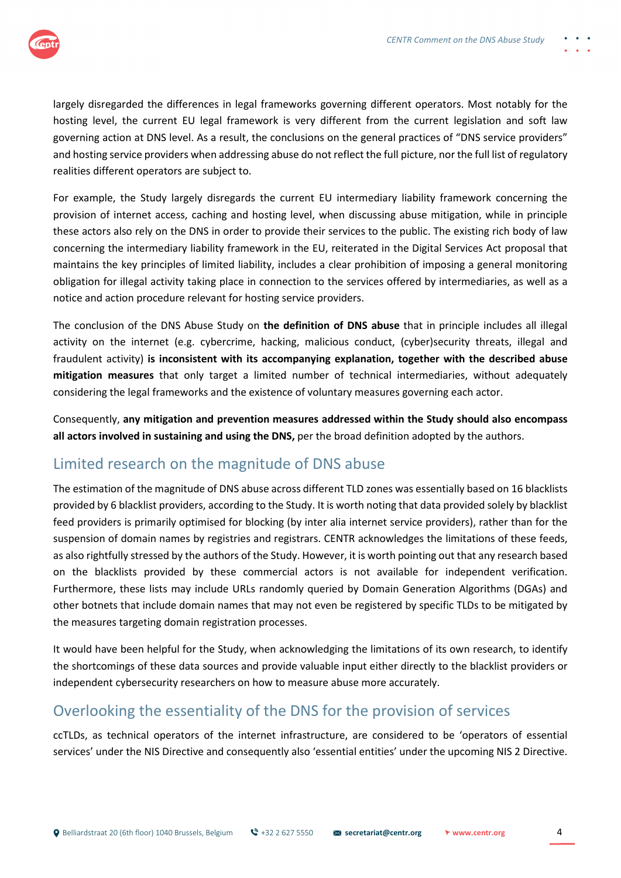largely disregarded the differences in legal frameworks governing different operators. Most notably for the hosting level, the current EU legal framework is very different from the current legislation and soft law governing action at DNS level. As a result, the conclusions on the general practices of "DNS service providers" and hosting service providers when addressing abuse do not reflect the full picture, nor the full list of regulatory realities different operators are subject to.

For example, the Study largely disregards the current EU intermediary liability framework concerning the provision of internet access, caching and hosting level, when discussing abuse mitigation, while in principle these actors also rely on the DNS in order to provide their services to the public. The existing rich body of law concerning the intermediary liability framework in the EU, reiterated in the Digital Services Act proposal that maintains the key principles of limited liability, includes a clear prohibition of imposing a general monitoring obligation for illegal activity taking place in connection to the services offered by intermediaries, as well as a notice and action procedure relevant for hosting service providers.

The conclusion of the DNS Abuse Study on **the definition of DNS abuse** that in principle includes all illegal activity on the internet (e.g. cybercrime, hacking, malicious conduct, (cyber)security threats, illegal and fraudulent activity) **is inconsistent with its accompanying explanation, together with the described abuse mitigation measures** that only target a limited number of technical intermediaries, without adequately considering the legal frameworks and the existence of voluntary measures governing each actor.

Consequently, **any mitigation and prevention measures addressed within the Study should also encompass all actors involved in sustaining and using the DNS,** per the broad definition adopted by the authors.

## Limited research on the magnitude of DNS abuse

The estimation of the magnitude of DNS abuse across different TLD zones was essentially based on 16 blacklists provided by 6 blacklist providers, according to the Study. It is worth noting that data provided solely by blacklist feed providers is primarily optimised for blocking (by inter alia internet service providers), rather than for the suspension of domain names by registries and registrars. CENTR acknowledges the limitations of these feeds, as also rightfully stressed by the authors of the Study. However, it is worth pointing out that any research based on the blacklists provided by these commercial actors is not available for independent verification. Furthermore, these lists may include URLs randomly queried by Domain Generation Algorithms (DGAs) and other botnets that include domain names that may not even be registered by specific TLDs to be mitigated by the measures targeting domain registration processes.

It would have been helpful for the Study, when acknowledging the limitations of its own research, to identify the shortcomings of these data sources and provide valuable input either directly to the blacklist providers or independent cybersecurity researchers on how to measure abuse more accurately.

## Overlooking the essentiality of the DNS for the provision of services

ccTLDs, as technical operators of the internet infrastructure, are considered to be 'operators of essential services' under the NIS Directive and consequently also 'essential entities' under the upcoming NIS 2 Directive.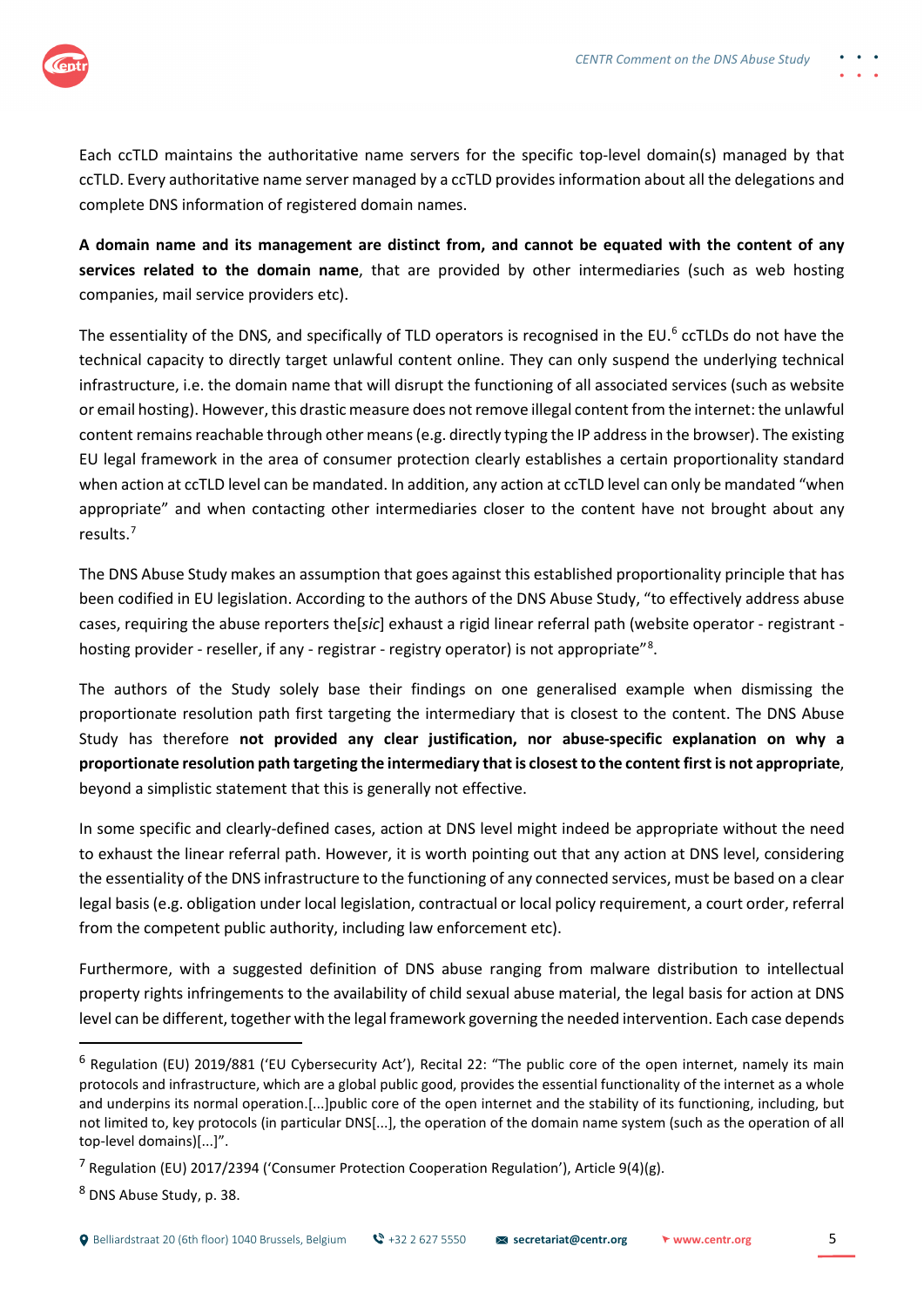Each ccTLD maintains the authoritative name servers for the specific top-level domain(s) managed by that ccTLD. Every authoritative name server managed by a ccTLD provides information about all the delegations and complete DNS information of registered domain names.

**A domain name and its management are distinct from, and cannot be equated with the content of any services related to the domain name**, that are provided by other intermediaries (such as web hosting companies, mail service providers etc).

The essentiality of the DNS, and specifically of TLD operators is recognised in the EU.[6] ccTLDs do not have the technical capacity to directly target unlawful content online. They can only suspend the underlying technical infrastructure, i.e. the domain name that will disrupt the functioning of all associated services (such as website or email hosting). However, this drastic measure does not remove illegal content from the internet: the unlawful content remains reachable through other means (e.g. directly typing the IP address in the browser). The existing EU legal framework in the area of consumer protection clearly establishes a certain proportionality standard when action at ccTLD level can be mandated. In addition, any action at ccTLD level can only be mandated "when appropriate" and when contacting other intermediaries closer to the content have not brought about any results.[7]

The DNS Abuse Study makes an assumption that goes against this established proportionality principle that has been codified in EU legislation. According to the authors of the DNS Abuse Study, "to effectively address abuse cases, requiring the abuse reporters the[*sic*] exhaust a rigid linear referral path (website operator - registrant - hosting provider - reseller, if any - registrar - registry operator) is not appropriate"[8].

The authors of the Study solely base their findings on one generalised example when dismissing the proportionate resolution path first targeting the intermediary that is closest to the content. The DNS Abuse Study has therefore **not provided any clear justification, nor abuse-specific explanation on why a proportionate resolution path targeting the intermediary that is closest to the content first is not appropriate**, beyond a simplistic statement that this is generally not effective.

In some specific and clearly-defined cases, action at DNS level might indeed be appropriate without the need to exhaust the linear referral path. However, it is worth pointing out that any action at DNS level, considering the essentiality of the DNS infrastructure to the functioning of any connected services, must be based on a clear legal basis (e.g. obligation under local legislation, contractual or local policy requirement, a court order, referral from the competent public authority, including law enforcement etc).

Furthermore, with a suggested definition of DNS abuse ranging from malware distribution to intellectual property rights infringements to the availability of child sexual abuse material, the legal basis for action at DNS level can be different, together with the legal framework governing the needed intervention. Each case depends

---

[6] Regulation (EU) 2019/881 ('EU Cybersecurity Act'), Recital 22: "The public core of the open internet, namely its main protocols and infrastructure, which are a global public good, provides the essential functionality of the internet as a whole and underpins its normal operation.[...]public core of the open internet and the stability of its functioning, including, but not limited to, key protocols (in particular DNS[...], the operation of the domain name system (such as the operation of all top-level domains)[...]".

[7] Regulation (EU) 2017/2394 ('Consumer Protection Cooperation Regulation'), Article 9(4)(g).

[8] DNS Abuse Study, p. 38.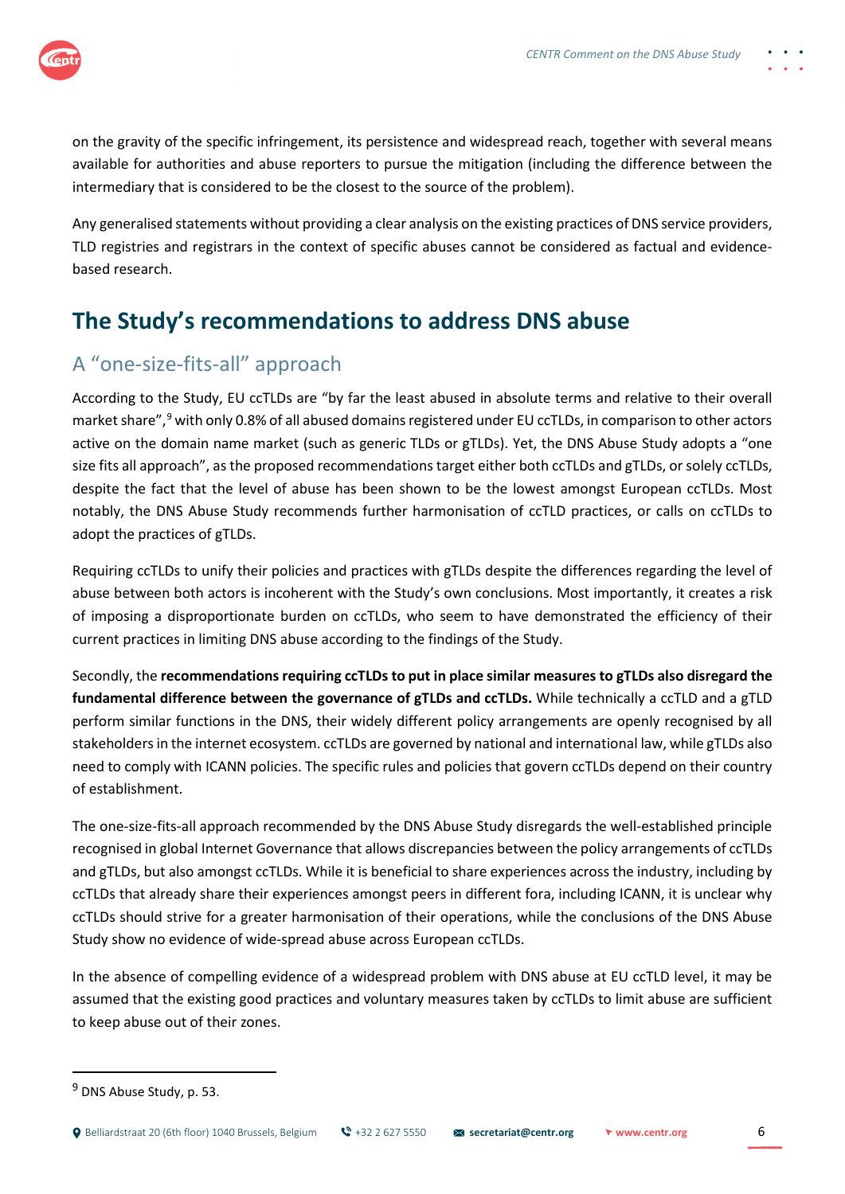on the gravity of the specific infringement, its persistence and widespread reach, together with several means available for authorities and abuse reporters to pursue the mitigation (including the difference between the intermediary that is considered to be the closest to the source of the problem).

Any generalised statements without providing a clear analysis on the existing practices of DNS service providers, TLD registries and registrars in the context of specific abuses cannot be considered as factual and evidence-based research.

## The Study's recommendations to address DNS abuse

### A "one-size-fits-all" approach

According to the Study, EU ccTLDs are "by far the least abused in absolute terms and relative to their overall market share",[9] with only 0.8% of all abused domains registered under EU ccTLDs, in comparison to other actors active on the domain name market (such as generic TLDs or gTLDs). Yet, the DNS Abuse Study adopts a "one size fits all approach", as the proposed recommendations target either both ccTLDs and gTLDs, or solely ccTLDs, despite the fact that the level of abuse has been shown to be the lowest amongst European ccTLDs. Most notably, the DNS Abuse Study recommends further harmonisation of ccTLD practices, or calls on ccTLDs to adopt the practices of gTLDs.

Requiring ccTLDs to unify their policies and practices with gTLDs despite the differences regarding the level of abuse between both actors is incoherent with the Study's own conclusions. Most importantly, it creates a risk of imposing a disproportionate burden on ccTLDs, who seem to have demonstrated the efficiency of their current practices in limiting DNS abuse according to the findings of the Study.

Secondly, the **recommendations requiring ccTLDs to put in place similar measures to gTLDs also disregard the fundamental difference between the governance of gTLDs and ccTLDs.** While technically a ccTLD and a gTLD perform similar functions in the DNS, their widely different policy arrangements are openly recognised by all stakeholders in the internet ecosystem. ccTLDs are governed by national and international law, while gTLDs also need to comply with ICANN policies. The specific rules and policies that govern ccTLDs depend on their country of establishment.

The one-size-fits-all approach recommended by the DNS Abuse Study disregards the well-established principle recognised in global Internet Governance that allows discrepancies between the policy arrangements of ccTLDs and gTLDs, but also amongst ccTLDs. While it is beneficial to share experiences across the industry, including by ccTLDs that already share their experiences amongst peers in different fora, including ICANN, it is unclear why ccTLDs should strive for a greater harmonisation of their operations, while the conclusions of the DNS Abuse Study show no evidence of wide-spread abuse across European ccTLDs.

In the absence of compelling evidence of a widespread problem with DNS abuse at EU ccTLD level, it may be assumed that the existing good practices and voluntary measures taken by ccTLDs to limit abuse are sufficient to keep abuse out of their zones.

---

[9] DNS Abuse Study, p. 53.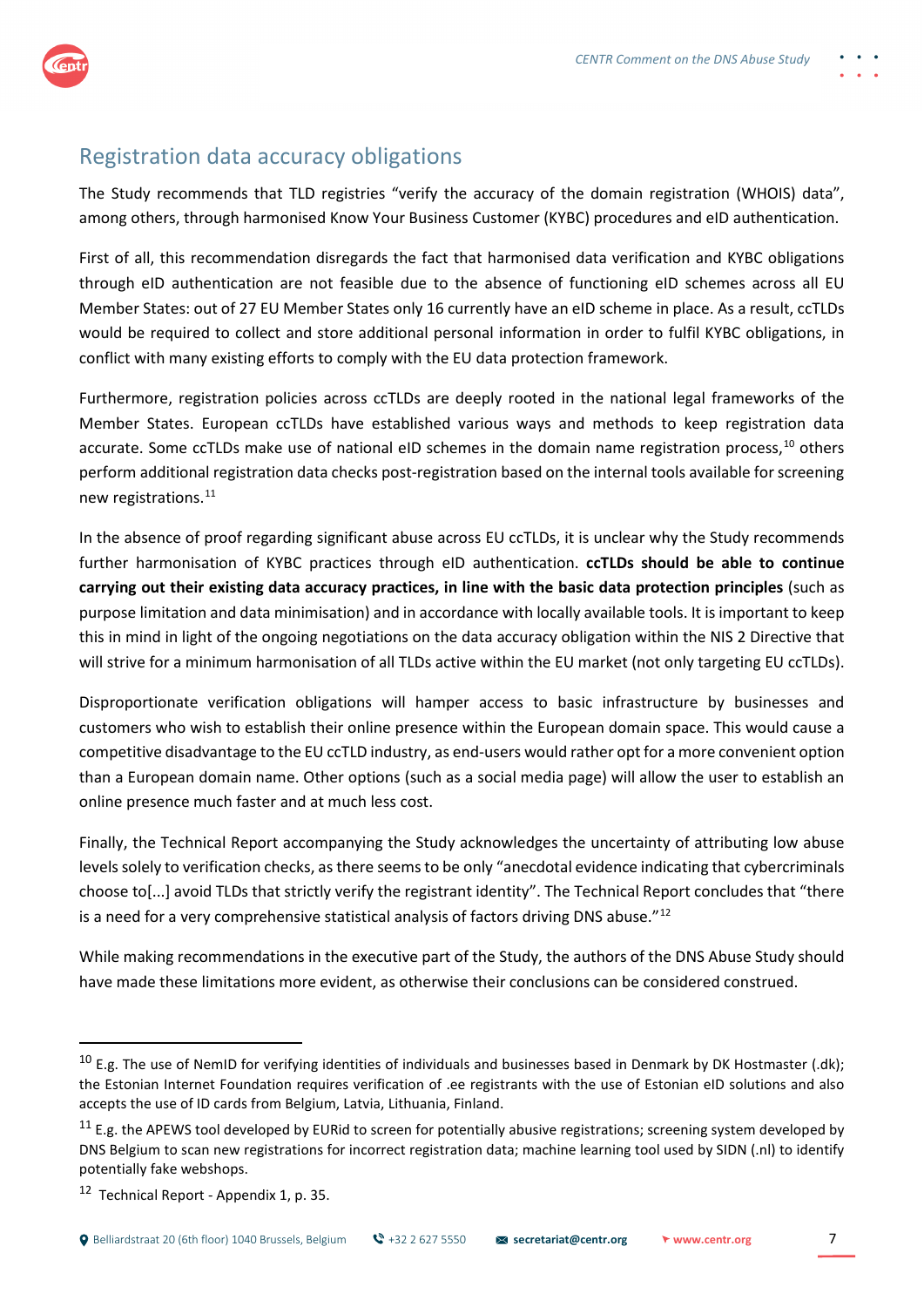## Registration data accuracy obligations

The Study recommends that TLD registries "verify the accuracy of the domain registration (WHOIS) data", among others, through harmonised Know Your Business Customer (KYBC) procedures and eID authentication.

First of all, this recommendation disregards the fact that harmonised data verification and KYBC obligations through eID authentication are not feasible due to the absence of functioning eID schemes across all EU Member States: out of 27 EU Member States only 16 currently have an eID scheme in place. As a result, ccTLDs would be required to collect and store additional personal information in order to fulfil KYBC obligations, in conflict with many existing efforts to comply with the EU data protection framework.

Furthermore, registration policies across ccTLDs are deeply rooted in the national legal frameworks of the Member States. European ccTLDs have established various ways and methods to keep registration data accurate. Some ccTLDs make use of national eID schemes in the domain name registration process,[10] others perform additional registration data checks post-registration based on the internal tools available for screening new registrations.[11]

In the absence of proof regarding significant abuse across EU ccTLDs, it is unclear why the Study recommends further harmonisation of KYBC practices through eID authentication. **ccTLDs should be able to continue carrying out their existing data accuracy practices, in line with the basic data protection principles** (such as purpose limitation and data minimisation) and in accordance with locally available tools. It is important to keep this in mind in light of the ongoing negotiations on the data accuracy obligation within the NIS 2 Directive that will strive for a minimum harmonisation of all TLDs active within the EU market (not only targeting EU ccTLDs).

Disproportionate verification obligations will hamper access to basic infrastructure by businesses and customers who wish to establish their online presence within the European domain space. This would cause a competitive disadvantage to the EU ccTLD industry, as end-users would rather opt for a more convenient option than a European domain name. Other options (such as a social media page) will allow the user to establish an online presence much faster and at much less cost.

Finally, the Technical Report accompanying the Study acknowledges the uncertainty of attributing low abuse levels solely to verification checks, as there seems to be only "anecdotal evidence indicating that cybercriminals choose to[...] avoid TLDs that strictly verify the registrant identity". The Technical Report concludes that "there is a need for a very comprehensive statistical analysis of factors driving DNS abuse."[12]

While making recommendations in the executive part of the Study, the authors of the DNS Abuse Study should have made these limitations more evident, as otherwise their conclusions can be considered construed.

---

[10] E.g. The use of NemID for verifying identities of individuals and businesses based in Denmark by DK Hostmaster (.dk); the Estonian Internet Foundation requires verification of .ee registrants with the use of Estonian eID solutions and also accepts the use of ID cards from Belgium, Latvia, Lithuania, Finland.

[11] E.g. the APEWS tool developed by EURid to screen for potentially abusive registrations; screening system developed by DNS Belgium to scan new registrations for incorrect registration data; machine learning tool used by SIDN (.nl) to identify potentially fake webshops.

[12] Technical Report - Appendix 1, p. 35.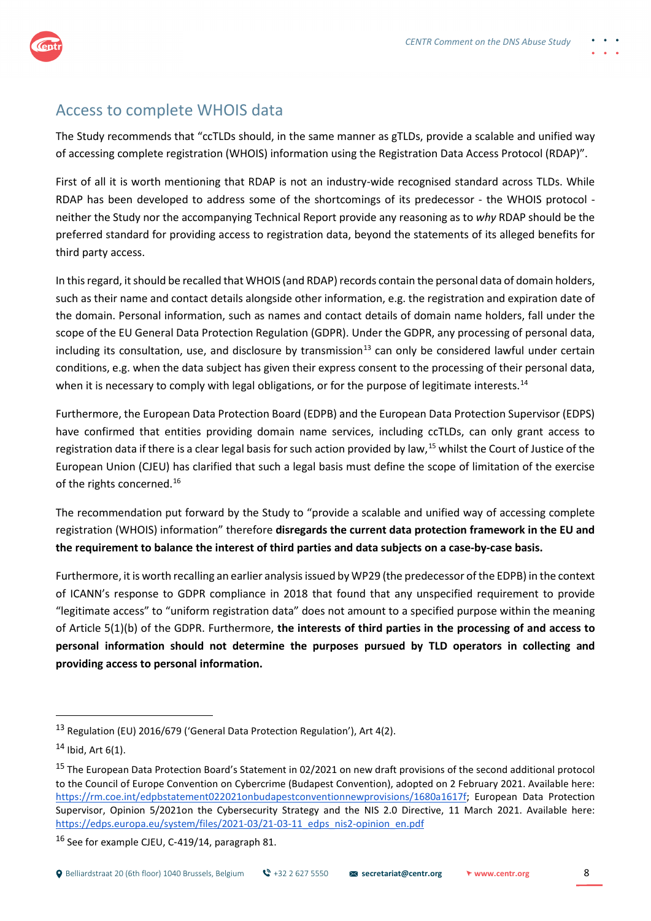## Access to complete WHOIS data

The Study recommends that "ccTLDs should, in the same manner as gTLDs, provide a scalable and unified way of accessing complete registration (WHOIS) information using the Registration Data Access Protocol (RDAP)".

First of all it is worth mentioning that RDAP is not an industry-wide recognised standard across TLDs. While RDAP has been developed to address some of the shortcomings of its predecessor - the WHOIS protocol - neither the Study nor the accompanying Technical Report provide any reasoning as to *why* RDAP should be the preferred standard for providing access to registration data, beyond the statements of its alleged benefits for third party access.

In this regard, it should be recalled that WHOIS (and RDAP) records contain the personal data of domain holders, such as their name and contact details alongside other information, e.g. the registration and expiration date of the domain. Personal information, such as names and contact details of domain name holders, fall under the scope of the EU General Data Protection Regulation (GDPR). Under the GDPR, any processing of personal data, including its consultation, use, and disclosure by transmission[13] can only be considered lawful under certain conditions, e.g. when the data subject has given their express consent to the processing of their personal data, when it is necessary to comply with legal obligations, or for the purpose of legitimate interests.[14]

Furthermore, the European Data Protection Board (EDPB) and the European Data Protection Supervisor (EDPS) have confirmed that entities providing domain name services, including ccTLDs, can only grant access to registration data if there is a clear legal basis for such action provided by law,[15] whilst the Court of Justice of the European Union (CJEU) has clarified that such a legal basis must define the scope of limitation of the exercise of the rights concerned.[16]

The recommendation put forward by the Study to "provide a scalable and unified way of accessing complete registration (WHOIS) information" therefore **disregards the current data protection framework in the EU and the requirement to balance the interest of third parties and data subjects on a case-by-case basis.**

Furthermore, it is worth recalling an earlier analysis issued by WP29 (the predecessor of the EDPB) in the context of ICANN's response to GDPR compliance in 2018 that found that any unspecified requirement to provide "legitimate access" to "uniform registration data" does not amount to a specified purpose within the meaning of Article 5(1)(b) of the GDPR. Furthermore, **the interests of third parties in the processing of and access to personal information should not determine the purposes pursued by TLD operators in collecting and providing access to personal information.**

---

[13] Regulation (EU) 2016/679 ('General Data Protection Regulation'), Art 4(2).

[14] Ibid, Art 6(1).

[15] The European Data Protection Board's Statement in 02/2021 on new draft provisions of the second additional protocol to the Council of Europe Convention on Cybercrime (Budapest Convention), adopted on 2 February 2021. Available here: https://rm.coe.int/edpbstatement022021onbudapestconventionnewprovisions/1680a1617f; European Data Protection Supervisor, Opinion 5/2021on the Cybersecurity Strategy and the NIS 2.0 Directive, 11 March 2021. Available here: https://edps.europa.eu/system/files/2021-03/21-03-11_edps_nis2-opinion_en.pdf

[16] See for example CJEU, C-419/14, paragraph 81.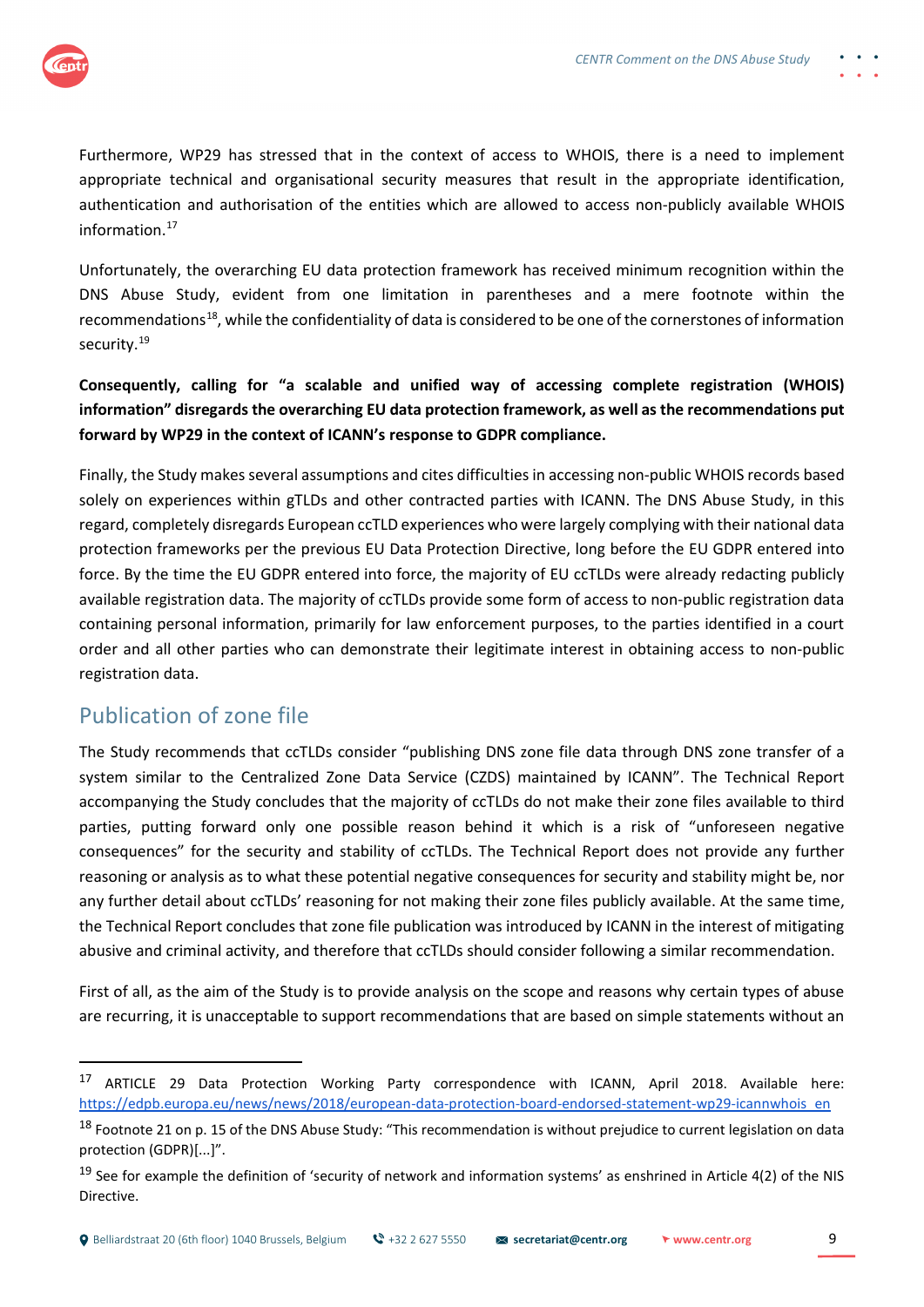Furthermore, WP29 has stressed that in the context of access to WHOIS, there is a need to implement appropriate technical and organisational security measures that result in the appropriate identification, authentication and authorisation of the entities which are allowed to access non-publicly available WHOIS information.[17]

Unfortunately, the overarching EU data protection framework has received minimum recognition within the DNS Abuse Study, evident from one limitation in parentheses and a mere footnote within the recommendations[18], while the confidentiality of data is considered to be one of the cornerstones of information security.[19]

**Consequently, calling for "a scalable and unified way of accessing complete registration (WHOIS) information" disregards the overarching EU data protection framework, as well as the recommendations put forward by WP29 in the context of ICANN's response to GDPR compliance.**

Finally, the Study makes several assumptions and cites difficulties in accessing non-public WHOIS records based solely on experiences within gTLDs and other contracted parties with ICANN. The DNS Abuse Study, in this regard, completely disregards European ccTLD experiences who were largely complying with their national data protection frameworks per the previous EU Data Protection Directive, long before the EU GDPR entered into force. By the time the EU GDPR entered into force, the majority of EU ccTLDs were already redacting publicly available registration data. The majority of ccTLDs provide some form of access to non-public registration data containing personal information, primarily for law enforcement purposes, to the parties identified in a court order and all other parties who can demonstrate their legitimate interest in obtaining access to non-public registration data.

## Publication of zone file

The Study recommends that ccTLDs consider "publishing DNS zone file data through DNS zone transfer of a system similar to the Centralized Zone Data Service (CZDS) maintained by ICANN". The Technical Report accompanying the Study concludes that the majority of ccTLDs do not make their zone files available to third parties, putting forward only one possible reason behind it which is a risk of "unforeseen negative consequences" for the security and stability of ccTLDs. The Technical Report does not provide any further reasoning or analysis as to what these potential negative consequences for security and stability might be, nor any further detail about ccTLDs' reasoning for not making their zone files publicly available. At the same time, the Technical Report concludes that zone file publication was introduced by ICANN in the interest of mitigating abusive and criminal activity, and therefore that ccTLDs should consider following a similar recommendation.

First of all, as the aim of the Study is to provide analysis on the scope and reasons why certain types of abuse are recurring, it is unacceptable to support recommendations that are based on simple statements without an

---

[17] ARTICLE 29 Data Protection Working Party correspondence with ICANN, April 2018. Available here: https://edpb.europa.eu/news/news/2018/european-data-protection-board-endorsed-statement-wp29-icannwhois_en

[18] Footnote 21 on p. 15 of the DNS Abuse Study: "This recommendation is without prejudice to current legislation on data protection (GDPR)[...]".

[19] See for example the definition of 'security of network and information systems' as enshrined in Article 4(2) of the NIS Directive.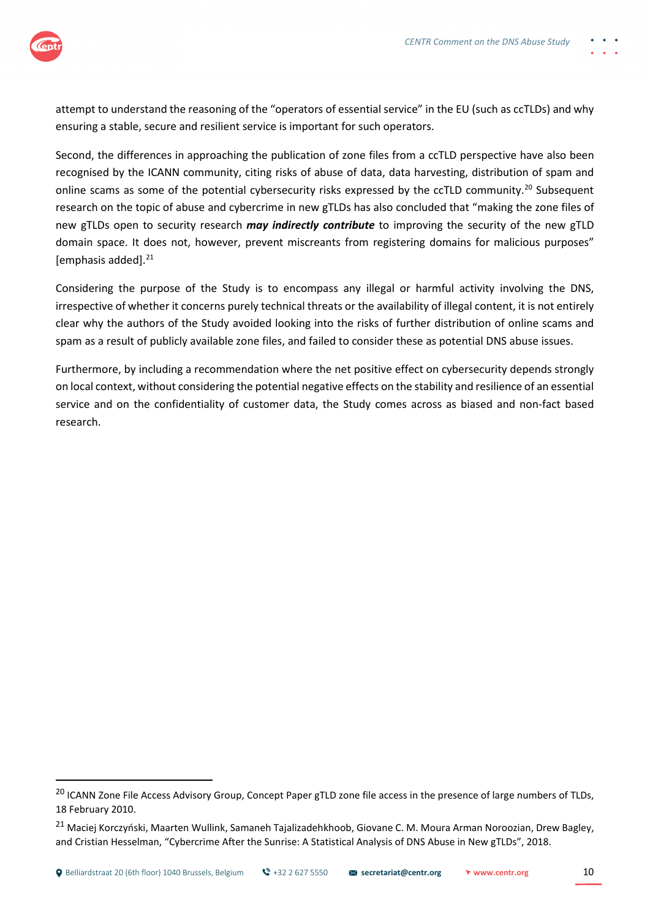attempt to understand the reasoning of the "operators of essential service" in the EU (such as ccTLDs) and why ensuring a stable, secure and resilient service is important for such operators.

Second, the differences in approaching the publication of zone files from a ccTLD perspective have also been recognised by the ICANN community, citing risks of abuse of data, data harvesting, distribution of spam and online scams as some of the potential cybersecurity risks expressed by the ccTLD community.[20] Subsequent research on the topic of abuse and cybercrime in new gTLDs has also concluded that "making the zone files of new gTLDs open to security research ***may indirectly contribute*** to improving the security of the new gTLD domain space. It does not, however, prevent miscreants from registering domains for malicious purposes" [emphasis added].[21]

Considering the purpose of the Study is to encompass any illegal or harmful activity involving the DNS, irrespective of whether it concerns purely technical threats or the availability of illegal content, it is not entirely clear why the authors of the Study avoided looking into the risks of further distribution of online scams and spam as a result of publicly available zone files, and failed to consider these as potential DNS abuse issues.

Furthermore, by including a recommendation where the net positive effect on cybersecurity depends strongly on local context, without considering the potential negative effects on the stability and resilience of an essential service and on the confidentiality of customer data, the Study comes across as biased and non-fact based research.

---

[20] ICANN Zone File Access Advisory Group, Concept Paper gTLD zone file access in the presence of large numbers of TLDs, 18 February 2010.

[21] Maciej Korczyński, Maarten Wullink, Samaneh Tajalizadehkhoob, Giovane C. M. Moura Arman Noroozian, Drew Bagley, and Cristian Hesselman, "Cybercrime After the Sunrise: A Statistical Analysis of DNS Abuse in New gTLDs", 2018.